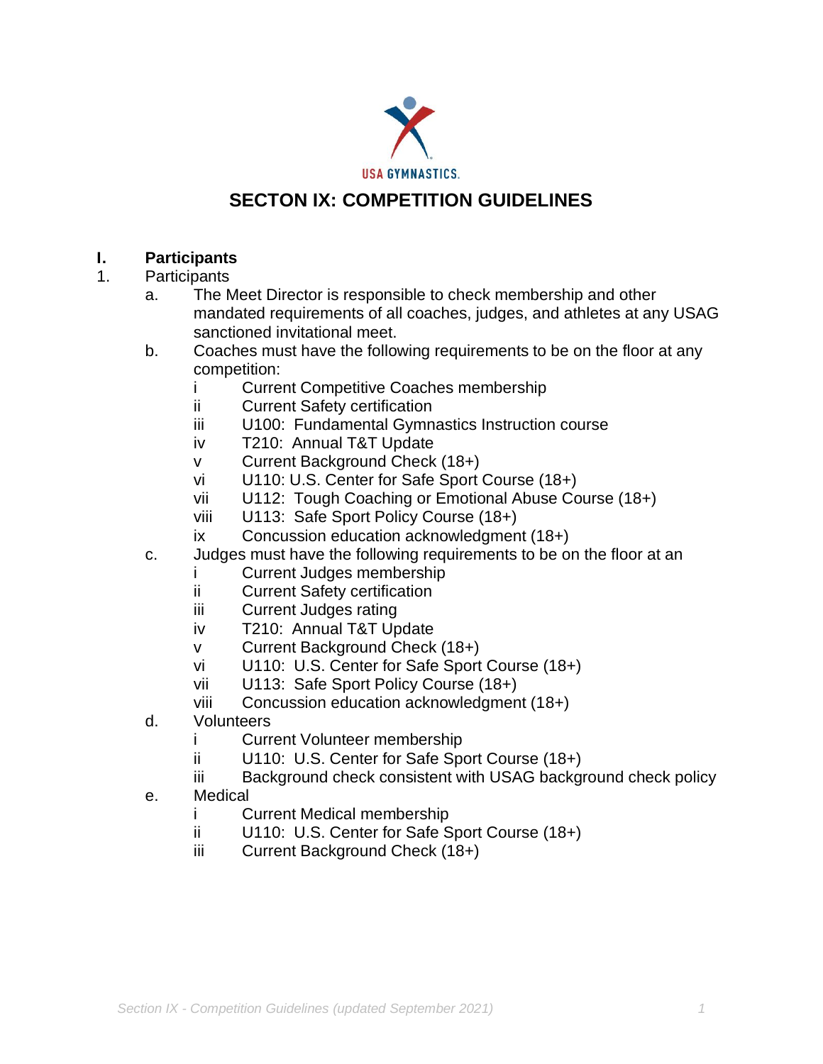USA GYMNASTICS.

# SECTON IX: COMPETITION GUIDELINES

## I. Participants

1. Participants
   a. The Meet Director is responsible to check membership and other mandated requirements of all coaches, judges, and athletes at any USAG sanctioned invitational meet.
   b. Coaches must have the following requirements to be on the floor at any competition:
      - i Current Competitive Coaches membership
      - ii Current Safety certification
      - iii U100: Fundamental Gymnastics Instruction course
      - iv T210: Annual T&T Update
      - v Current Background Check (18+)
      - vi U110: U.S. Center for Safe Sport Course (18+)
      - vii U112: Tough Coaching or Emotional Abuse Course (18+)
      - viii U113: Safe Sport Policy Course (18+)
      - ix Concussion education acknowledgment (18+)
   c. Judges must have the following requirements to be on the floor at an
      - i Current Judges membership
      - ii Current Safety certification
      - iii Current Judges rating
      - iv T210: Annual T&T Update
      - v Current Background Check (18+)
      - vi U110: U.S. Center for Safe Sport Course (18+)
      - vii U113: Safe Sport Policy Course (18+)
      - viii Concussion education acknowledgment (18+)
   d. Volunteers
      - i Current Volunteer membership
      - ii U110: U.S. Center for Safe Sport Course (18+)
      - iii Background check consistent with USAG background check policy
   e. Medical
      - i Current Medical membership
      - ii U110: U.S. Center for Safe Sport Course (18+)
      - iii Current Background Check (18+)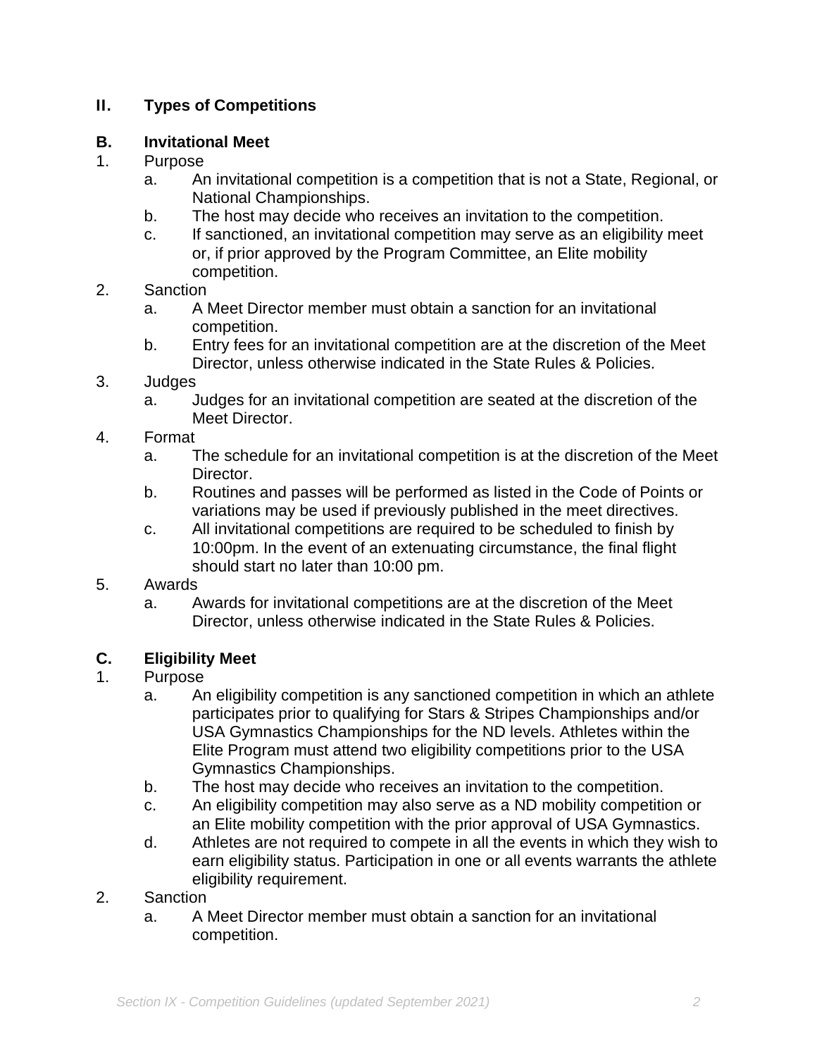## II. Types of Competitions

### B. Invitational Meet

1. Purpose
   a. An invitational competition is a competition that is not a State, Regional, or National Championships.
   b. The host may decide who receives an invitation to the competition.
   c. If sanctioned, an invitational competition may serve as an eligibility meet or, if prior approved by the Program Committee, an Elite mobility competition.
2. Sanction
   a. A Meet Director member must obtain a sanction for an invitational competition.
   b. Entry fees for an invitational competition are at the discretion of the Meet Director, unless otherwise indicated in the State Rules & Policies.
3. Judges
   a. Judges for an invitational competition are seated at the discretion of the Meet Director.
4. Format
   a. The schedule for an invitational competition is at the discretion of the Meet Director.
   b. Routines and passes will be performed as listed in the Code of Points or variations may be used if previously published in the meet directives.
   c. All invitational competitions are required to be scheduled to finish by 10:00pm. In the event of an extenuating circumstance, the final flight should start no later than 10:00 pm.
5. Awards
   a. Awards for invitational competitions are at the discretion of the Meet Director, unless otherwise indicated in the State Rules & Policies.

### C. Eligibility Meet

1. Purpose
   a. An eligibility competition is any sanctioned competition in which an athlete participates prior to qualifying for Stars & Stripes Championships and/or USA Gymnastics Championships for the ND levels. Athletes within the Elite Program must attend two eligibility competitions prior to the USA Gymnastics Championships.
   b. The host may decide who receives an invitation to the competition.
   c. An eligibility competition may also serve as a ND mobility competition or an Elite mobility competition with the prior approval of USA Gymnastics.
   d. Athletes are not required to compete in all the events in which they wish to earn eligibility status. Participation in one or all events warrants the athlete eligibility requirement.
2. Sanction
   a. A Meet Director member must obtain a sanction for an invitational competition.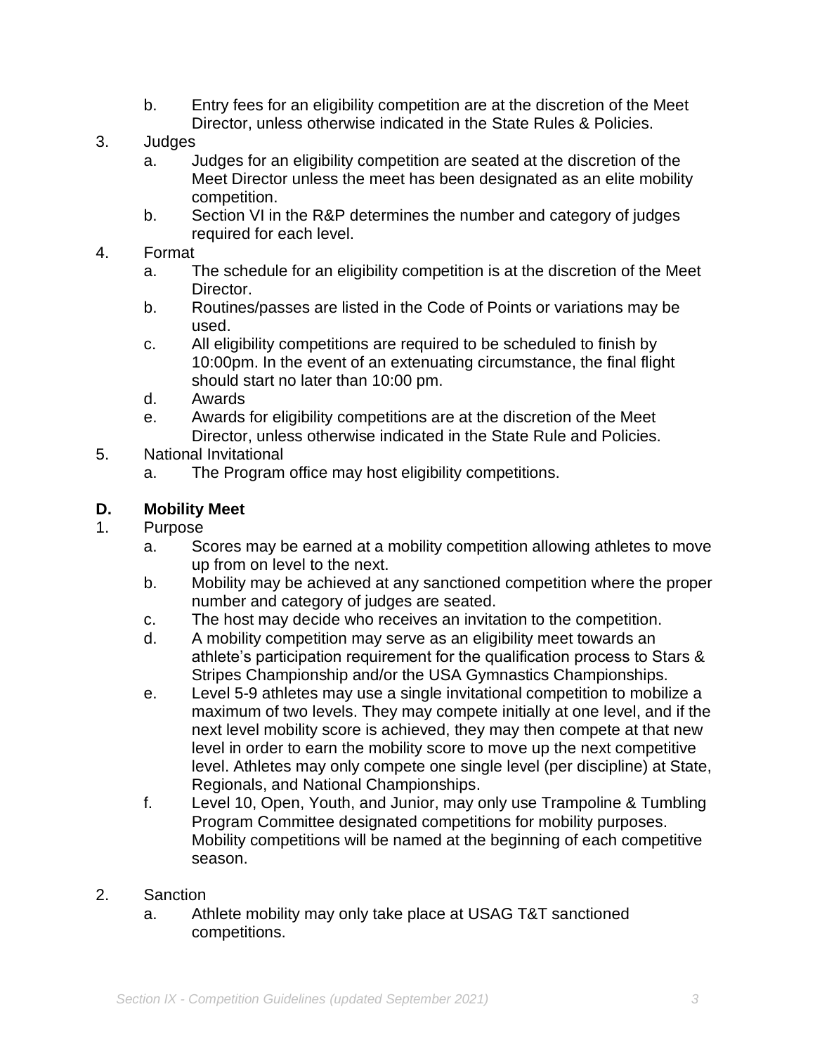b. Entry fees for an eligibility competition are at the discretion of the Meet Director, unless otherwise indicated in the State Rules & Policies.

3. Judges
   a. Judges for an eligibility competition are seated at the discretion of the Meet Director unless the meet has been designated as an elite mobility competition.
   b. Section VI in the R&P determines the number and category of judges required for each level.
4. Format
   a. The schedule for an eligibility competition is at the discretion of the Meet Director.
   b. Routines/passes are listed in the Code of Points or variations may be used.
   c. All eligibility competitions are required to be scheduled to finish by 10:00pm. In the event of an extenuating circumstance, the final flight should start no later than 10:00 pm.
   d. Awards
   e. Awards for eligibility competitions are at the discretion of the Meet Director, unless otherwise indicated in the State Rule and Policies.
5. National Invitational
   a. The Program office may host eligibility competitions.

**D. Mobility Meet**

1. Purpose
   a. Scores may be earned at a mobility competition allowing athletes to move up from on level to the next.
   b. Mobility may be achieved at any sanctioned competition where the proper number and category of judges are seated.
   c. The host may decide who receives an invitation to the competition.
   d. A mobility competition may serve as an eligibility meet towards an athlete's participation requirement for the qualification process to Stars & Stripes Championship and/or the USA Gymnastics Championships.
   e. Level 5-9 athletes may use a single invitational competition to mobilize a maximum of two levels. They may compete initially at one level, and if the next level mobility score is achieved, they may then compete at that new level in order to earn the mobility score to move up the next competitive level. Athletes may only compete one single level (per discipline) at State, Regionals, and National Championships.
   f. Level 10, Open, Youth, and Junior, may only use Trampoline & Tumbling Program Committee designated competitions for mobility purposes. Mobility competitions will be named at the beginning of each competitive season.

2. Sanction
   a. Athlete mobility may only take place at USAG T&T sanctioned competitions.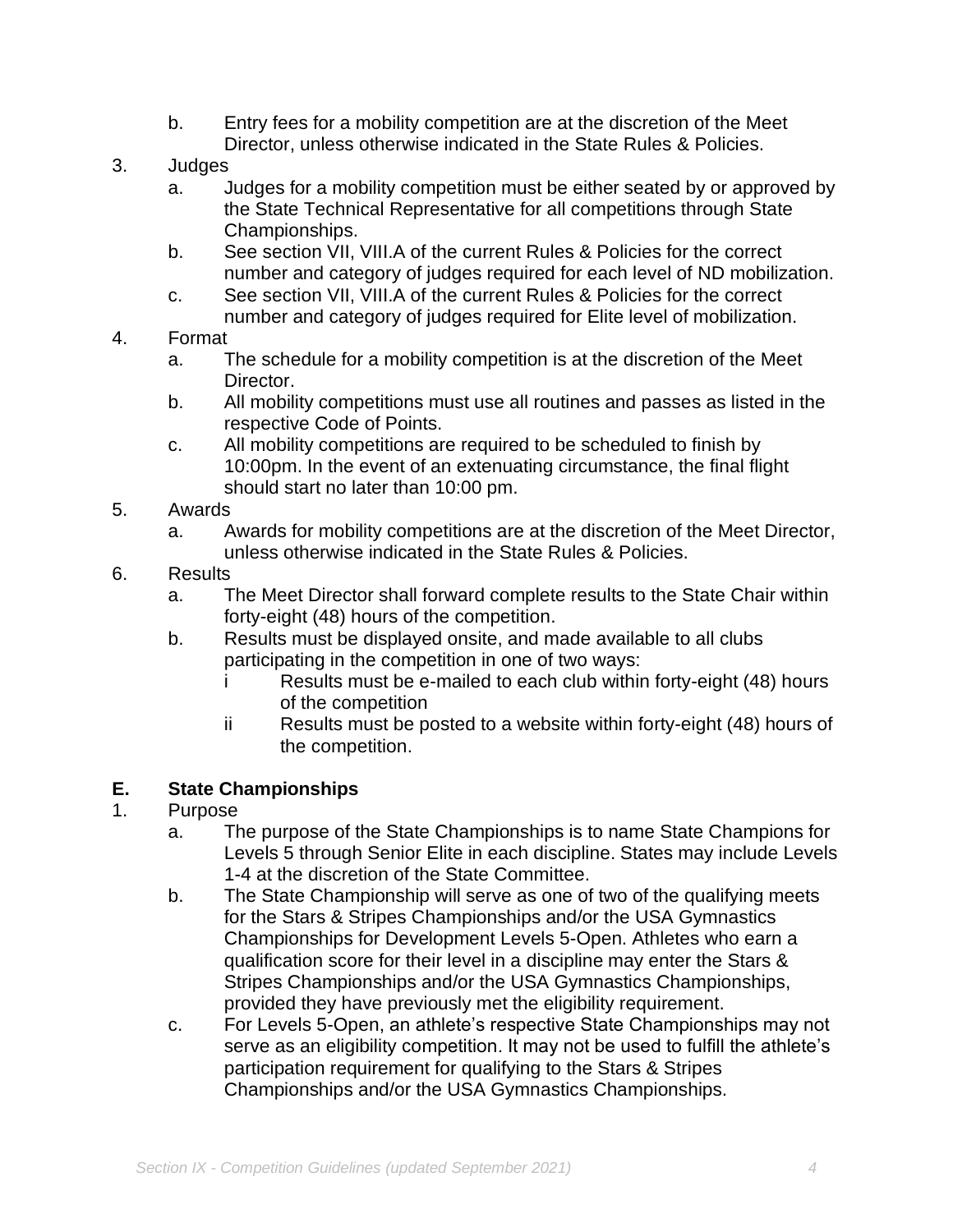b. Entry fees for a mobility competition are at the discretion of the Meet Director, unless otherwise indicated in the State Rules & Policies.

3. Judges
   a. Judges for a mobility competition must be either seated by or approved by the State Technical Representative for all competitions through State Championships.
   b. See section VII, VIII.A of the current Rules & Policies for the correct number and category of judges required for each level of ND mobilization.
   c. See section VII, VIII.A of the current Rules & Policies for the correct number and category of judges required for Elite level of mobilization.
4. Format
   a. The schedule for a mobility competition is at the discretion of the Meet Director.
   b. All mobility competitions must use all routines and passes as listed in the respective Code of Points.
   c. All mobility competitions are required to be scheduled to finish by 10:00pm. In the event of an extenuating circumstance, the final flight should start no later than 10:00 pm.
5. Awards
   a. Awards for mobility competitions are at the discretion of the Meet Director, unless otherwise indicated in the State Rules & Policies.
6. Results
   a. The Meet Director shall forward complete results to the State Chair within forty-eight (48) hours of the competition.
   b. Results must be displayed onsite, and made available to all clubs participating in the competition in one of two ways:
      i Results must be e-mailed to each club within forty-eight (48) hours of the competition
      ii Results must be posted to a website within forty-eight (48) hours of the competition.

## E. State Championships

1. Purpose
   a. The purpose of the State Championships is to name State Champions for Levels 5 through Senior Elite in each discipline. States may include Levels 1-4 at the discretion of the State Committee.
   b. The State Championship will serve as one of two of the qualifying meets for the Stars & Stripes Championships and/or the USA Gymnastics Championships for Development Levels 5-Open. Athletes who earn a qualification score for their level in a discipline may enter the Stars & Stripes Championships and/or the USA Gymnastics Championships, provided they have previously met the eligibility requirement.
   c. For Levels 5-Open, an athlete's respective State Championships may not serve as an eligibility competition. It may not be used to fulfill the athlete's participation requirement for qualifying to the Stars & Stripes Championships and/or the USA Gymnastics Championships.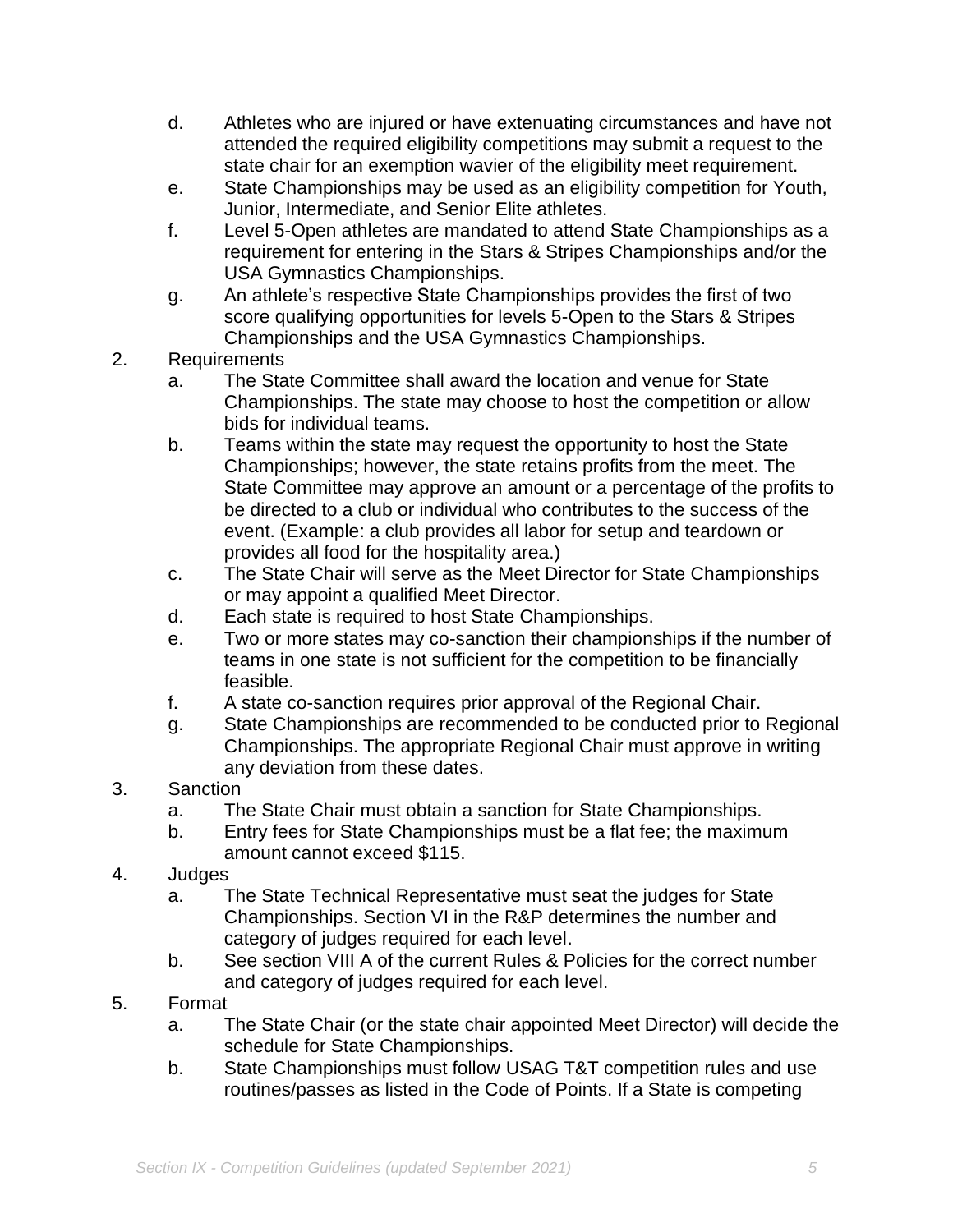d. Athletes who are injured or have extenuating circumstances and have not attended the required eligibility competitions may submit a request to the state chair for an exemption wavier of the eligibility meet requirement.
e. State Championships may be used as an eligibility competition for Youth, Junior, Intermediate, and Senior Elite athletes.
f. Level 5-Open athletes are mandated to attend State Championships as a requirement for entering in the Stars & Stripes Championships and/or the USA Gymnastics Championships.
g. An athlete's respective State Championships provides the first of two score qualifying opportunities for levels 5-Open to the Stars & Stripes Championships and the USA Gymnastics Championships.

2. Requirements
   a. The State Committee shall award the location and venue for State Championships. The state may choose to host the competition or allow bids for individual teams.
   b. Teams within the state may request the opportunity to host the State Championships; however, the state retains profits from the meet. The State Committee may approve an amount or a percentage of the profits to be directed to a club or individual who contributes to the success of the event. (Example: a club provides all labor for setup and teardown or provides all food for the hospitality area.)
   c. The State Chair will serve as the Meet Director for State Championships or may appoint a qualified Meet Director.
   d. Each state is required to host State Championships.
   e. Two or more states may co-sanction their championships if the number of teams in one state is not sufficient for the competition to be financially feasible.
   f. A state co-sanction requires prior approval of the Regional Chair.
   g. State Championships are recommended to be conducted prior to Regional Championships. The appropriate Regional Chair must approve in writing any deviation from these dates.

3. Sanction
   a. The State Chair must obtain a sanction for State Championships.
   b. Entry fees for State Championships must be a flat fee; the maximum amount cannot exceed $115.

4. Judges
   a. The State Technical Representative must seat the judges for State Championships. Section VI in the R&P determines the number and category of judges required for each level.
   b. See section VIII A of the current Rules & Policies for the correct number and category of judges required for each level.

5. Format
   a. The State Chair (or the state chair appointed Meet Director) will decide the schedule for State Championships.
   b. State Championships must follow USAG T&T competition rules and use routines/passes as listed in the Code of Points. If a State is competing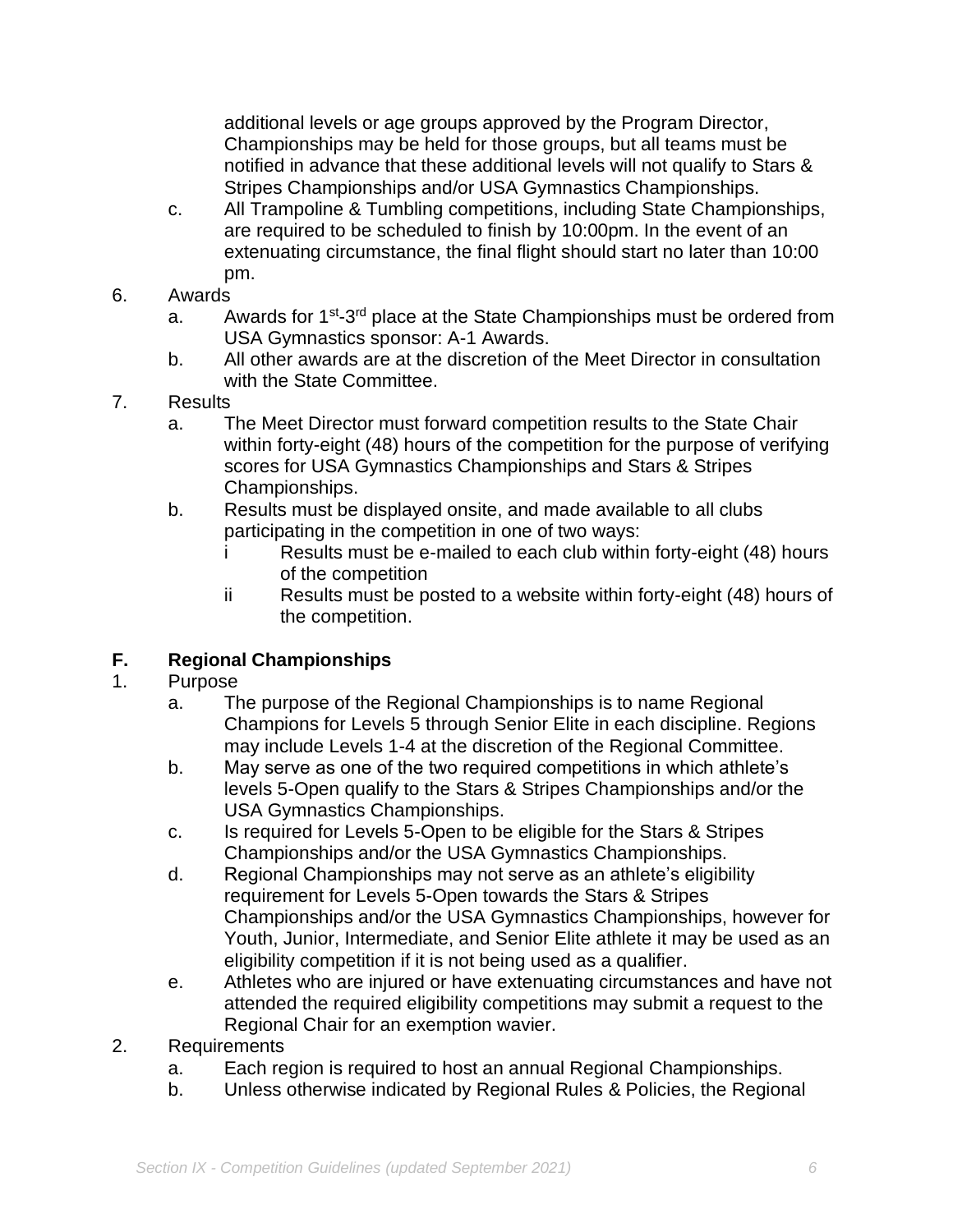additional levels or age groups approved by the Program Director, Championships may be held for those groups, but all teams must be notified in advance that these additional levels will not qualify to Stars & Stripes Championships and/or USA Gymnastics Championships.

   c. All Trampoline & Tumbling competitions, including State Championships, are required to be scheduled to finish by 10:00pm. In the event of an extenuating circumstance, the final flight should start no later than 10:00 pm.

6. Awards
   a. Awards for 1st-3rd place at the State Championships must be ordered from USA Gymnastics sponsor: A-1 Awards.
   b. All other awards are at the discretion of the Meet Director in consultation with the State Committee.

7. Results
   a. The Meet Director must forward competition results to the State Chair within forty-eight (48) hours of the competition for the purpose of verifying scores for USA Gymnastics Championships and Stars & Stripes Championships.
   b. Results must be displayed onsite, and made available to all clubs participating in the competition in one of two ways:
      i Results must be e-mailed to each club within forty-eight (48) hours of the competition
      ii Results must be posted to a website within forty-eight (48) hours of the competition.

## F. Regional Championships

1. Purpose
   a. The purpose of the Regional Championships is to name Regional Champions for Levels 5 through Senior Elite in each discipline. Regions may include Levels 1-4 at the discretion of the Regional Committee.
   b. May serve as one of the two required competitions in which athlete's levels 5-Open qualify to the Stars & Stripes Championships and/or the USA Gymnastics Championships.
   c. Is required for Levels 5-Open to be eligible for the Stars & Stripes Championships and/or the USA Gymnastics Championships.
   d. Regional Championships may not serve as an athlete's eligibility requirement for Levels 5-Open towards the Stars & Stripes Championships and/or the USA Gymnastics Championships, however for Youth, Junior, Intermediate, and Senior Elite athlete it may be used as an eligibility competition if it is not being used as a qualifier.
   e. Athletes who are injured or have extenuating circumstances and have not attended the required eligibility competitions may submit a request to the Regional Chair for an exemption wavier.

2. Requirements
   a. Each region is required to host an annual Regional Championships.
   b. Unless otherwise indicated by Regional Rules & Policies, the Regional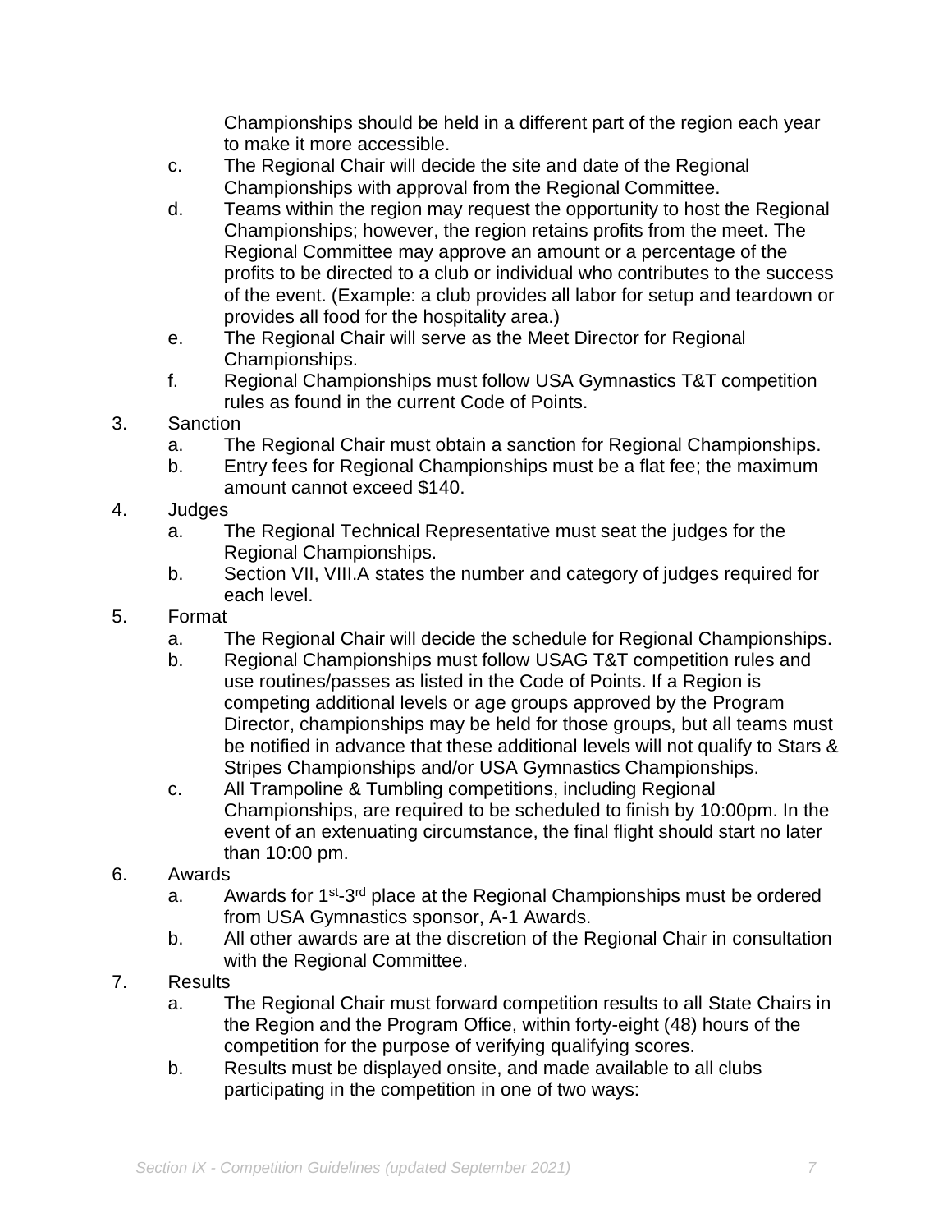Championships should be held in a different part of the region each year to make it more accessible.

c. The Regional Chair will decide the site and date of the Regional Championships with approval from the Regional Committee.

d. Teams within the region may request the opportunity to host the Regional Championships; however, the region retains profits from the meet. The Regional Committee may approve an amount or a percentage of the profits to be directed to a club or individual who contributes to the success of the event. (Example: a club provides all labor for setup and teardown or provides all food for the hospitality area.)

e. The Regional Chair will serve as the Meet Director for Regional Championships.

f. Regional Championships must follow USA Gymnastics T&T competition rules as found in the current Code of Points.

3. Sanction
   a. The Regional Chair must obtain a sanction for Regional Championships.
   b. Entry fees for Regional Championships must be a flat fee; the maximum amount cannot exceed $140.

4. Judges
   a. The Regional Technical Representative must seat the judges for the Regional Championships.
   b. Section VII, VIII.A states the number and category of judges required for each level.

5. Format
   a. The Regional Chair will decide the schedule for Regional Championships.
   b. Regional Championships must follow USAG T&T competition rules and use routines/passes as listed in the Code of Points. If a Region is competing additional levels or age groups approved by the Program Director, championships may be held for those groups, but all teams must be notified in advance that these additional levels will not qualify to Stars & Stripes Championships and/or USA Gymnastics Championships.
   c. All Trampoline & Tumbling competitions, including Regional Championships, are required to be scheduled to finish by 10:00pm. In the event of an extenuating circumstance, the final flight should start no later than 10:00 pm.

6. Awards
   a. Awards for 1st-3rd place at the Regional Championships must be ordered from USA Gymnastics sponsor, A-1 Awards.
   b. All other awards are at the discretion of the Regional Chair in consultation with the Regional Committee.

7. Results
   a. The Regional Chair must forward competition results to all State Chairs in the Region and the Program Office, within forty-eight (48) hours of the competition for the purpose of verifying qualifying scores.
   b. Results must be displayed onsite, and made available to all clubs participating in the competition in one of two ways: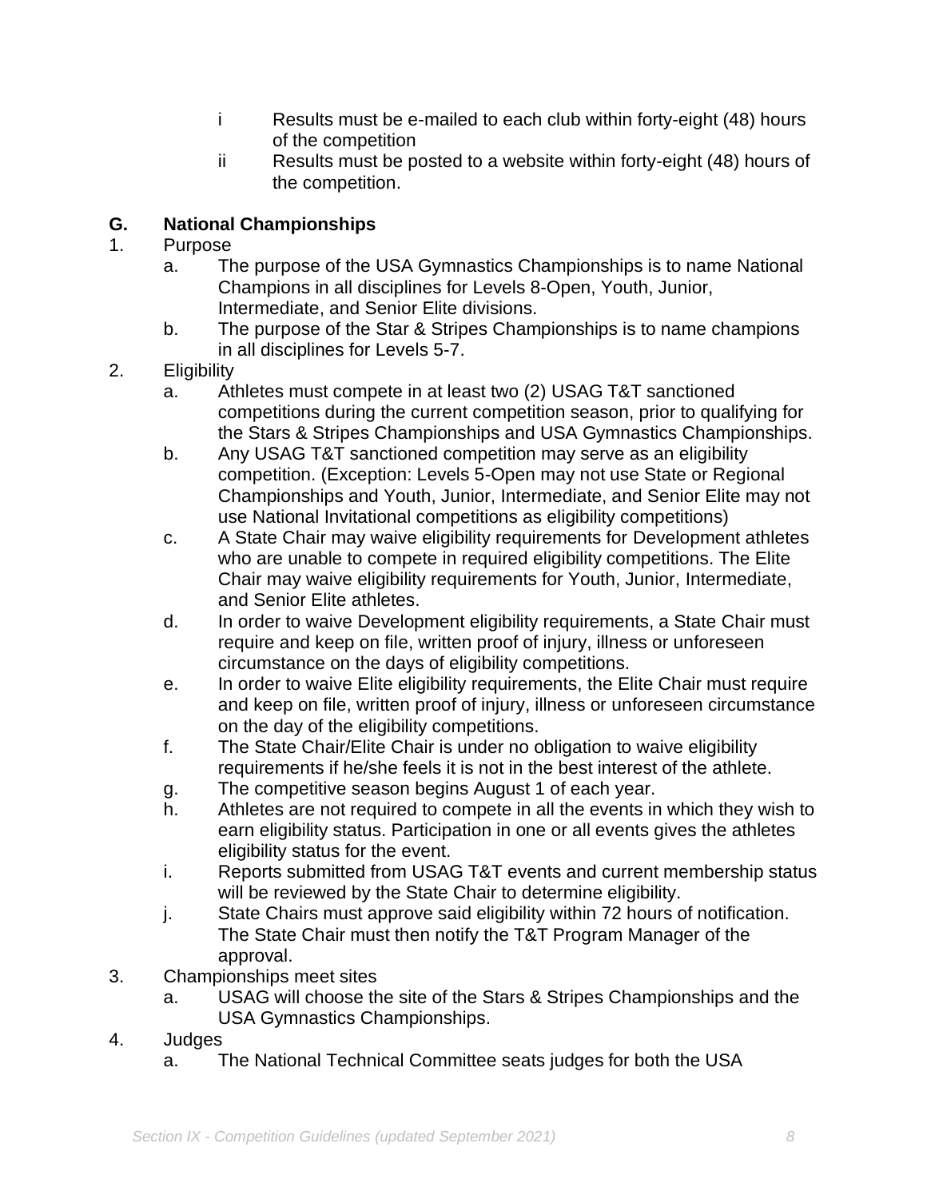i. Results must be e-mailed to each club within forty-eight (48) hours of the competition
   ii. Results must be posted to a website within forty-eight (48) hours of the competition.

**G. National Championships**

1. Purpose
   a. The purpose of the USA Gymnastics Championships is to name National Champions in all disciplines for Levels 8-Open, Youth, Junior, Intermediate, and Senior Elite divisions.
   b. The purpose of the Star & Stripes Championships is to name champions in all disciplines for Levels 5-7.
2. Eligibility
   a. Athletes must compete in at least two (2) USAG T&T sanctioned competitions during the current competition season, prior to qualifying for the Stars & Stripes Championships and USA Gymnastics Championships.
   b. Any USAG T&T sanctioned competition may serve as an eligibility competition. (Exception: Levels 5-Open may not use State or Regional Championships and Youth, Junior, Intermediate, and Senior Elite may not use National Invitational competitions as eligibility competitions)
   c. A State Chair may waive eligibility requirements for Development athletes who are unable to compete in required eligibility competitions. The Elite Chair may waive eligibility requirements for Youth, Junior, Intermediate, and Senior Elite athletes.
   d. In order to waive Development eligibility requirements, a State Chair must require and keep on file, written proof of injury, illness or unforeseen circumstance on the days of eligibility competitions.
   e. In order to waive Elite eligibility requirements, the Elite Chair must require and keep on file, written proof of injury, illness or unforeseen circumstance on the day of the eligibility competitions.
   f. The State Chair/Elite Chair is under no obligation to waive eligibility requirements if he/she feels it is not in the best interest of the athlete.
   g. The competitive season begins August 1 of each year.
   h. Athletes are not required to compete in all the events in which they wish to earn eligibility status. Participation in one or all events gives the athletes eligibility status for the event.
   i. Reports submitted from USAG T&T events and current membership status will be reviewed by the State Chair to determine eligibility.
   j. State Chairs must approve said eligibility within 72 hours of notification. The State Chair must then notify the T&T Program Manager of the approval.
3. Championships meet sites
   a. USAG will choose the site of the Stars & Stripes Championships and the USA Gymnastics Championships.
4. Judges
   a. The National Technical Committee seats judges for both the USA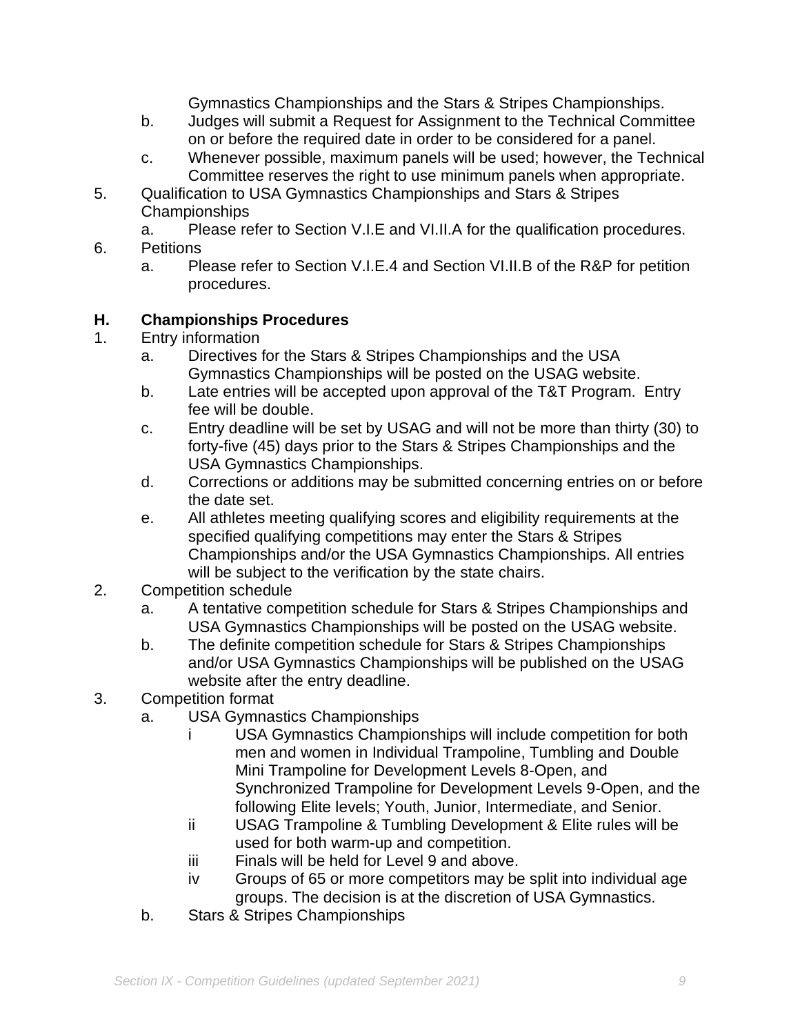Gymnastics Championships and the Stars & Stripes Championships.

   b. Judges will submit a Request for Assignment to the Technical Committee on or before the required date in order to be considered for a panel.
   c. Whenever possible, maximum panels will be used; however, the Technical Committee reserves the right to use minimum panels when appropriate.

5. Qualification to USA Gymnastics Championships and Stars & Stripes Championships
   a. Please refer to Section V.I.E and VI.II.A for the qualification procedures.
6. Petitions
   a. Please refer to Section V.I.E.4 and Section VI.II.B of the R&P for petition procedures.

## H. Championships Procedures

1. Entry information
   a. Directives for the Stars & Stripes Championships and the USA Gymnastics Championships will be posted on the USAG website.
   b. Late entries will be accepted upon approval of the T&T Program. Entry fee will be double.
   c. Entry deadline will be set by USAG and will not be more than thirty (30) to forty-five (45) days prior to the Stars & Stripes Championships and the USA Gymnastics Championships.
   d. Corrections or additions may be submitted concerning entries on or before the date set.
   e. All athletes meeting qualifying scores and eligibility requirements at the specified qualifying competitions may enter the Stars & Stripes Championships and/or the USA Gymnastics Championships. All entries will be subject to the verification by the state chairs.
2. Competition schedule
   a. A tentative competition schedule for Stars & Stripes Championships and USA Gymnastics Championships will be posted on the USAG website.
   b. The definite competition schedule for Stars & Stripes Championships and/or USA Gymnastics Championships will be published on the USAG website after the entry deadline.
3. Competition format
   a. USA Gymnastics Championships
      i. USA Gymnastics Championships will include competition for both men and women in Individual Trampoline, Tumbling and Double Mini Trampoline for Development Levels 8-Open, and Synchronized Trampoline for Development Levels 9-Open, and the following Elite levels; Youth, Junior, Intermediate, and Senior.
      ii. USAG Trampoline & Tumbling Development & Elite rules will be used for both warm-up and competition.
      iii. Finals will be held for Level 9 and above.
      iv. Groups of 65 or more competitors may be split into individual age groups. The decision is at the discretion of USA Gymnastics.
   b. Stars & Stripes Championships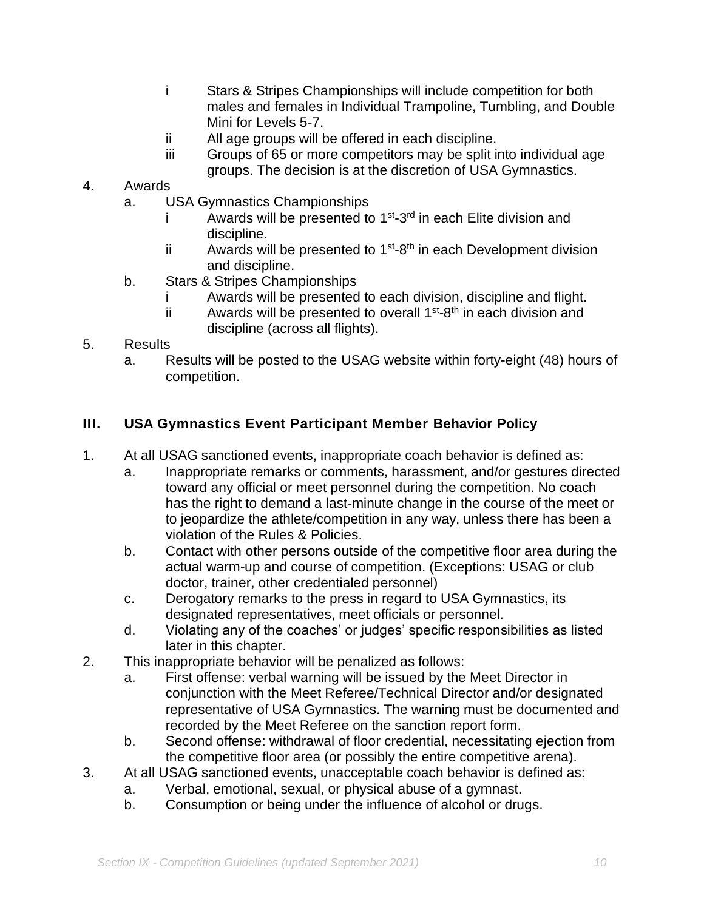- i Stars & Stripes Championships will include competition for both males and females in Individual Trampoline, Tumbling, and Double Mini for Levels 5-7.
   - ii All age groups will be offered in each discipline.
   - iii Groups of 65 or more competitors may be split into individual age groups. The decision is at the discretion of USA Gymnastics.

4. Awards
   - a. USA Gymnastics Championships
     - i Awards will be presented to 1st-3rd in each Elite division and discipline.
     - ii Awards will be presented to 1st-8th in each Development division and discipline.
   - b. Stars & Stripes Championships
     - i Awards will be presented to each division, discipline and flight.
     - ii Awards will be presented to overall 1st-8th in each division and discipline (across all flights).
5. Results
   - a. Results will be posted to the USAG website within forty-eight (48) hours of competition.

### III. USA Gymnastics Event Participant Member Behavior Policy

1. At all USAG sanctioned events, inappropriate coach behavior is defined as:
   - a. Inappropriate remarks or comments, harassment, and/or gestures directed toward any official or meet personnel during the competition. No coach has the right to demand a last-minute change in the course of the meet or to jeopardize the athlete/competition in any way, unless there has been a violation of the Rules & Policies.
   - b. Contact with other persons outside of the competitive floor area during the actual warm-up and course of competition. (Exceptions: USAG or club doctor, trainer, other credentialed personnel)
   - c. Derogatory remarks to the press in regard to USA Gymnastics, its designated representatives, meet officials or personnel.
   - d. Violating any of the coaches' or judges' specific responsibilities as listed later in this chapter.
2. This inappropriate behavior will be penalized as follows:
   - a. First offense: verbal warning will be issued by the Meet Director in conjunction with the Meet Referee/Technical Director and/or designated representative of USA Gymnastics. The warning must be documented and recorded by the Meet Referee on the sanction report form.
   - b. Second offense: withdrawal of floor credential, necessitating ejection from the competitive floor area (or possibly the entire competitive arena).
3. At all USAG sanctioned events, unacceptable coach behavior is defined as:
   - a. Verbal, emotional, sexual, or physical abuse of a gymnast.
   - b. Consumption or being under the influence of alcohol or drugs.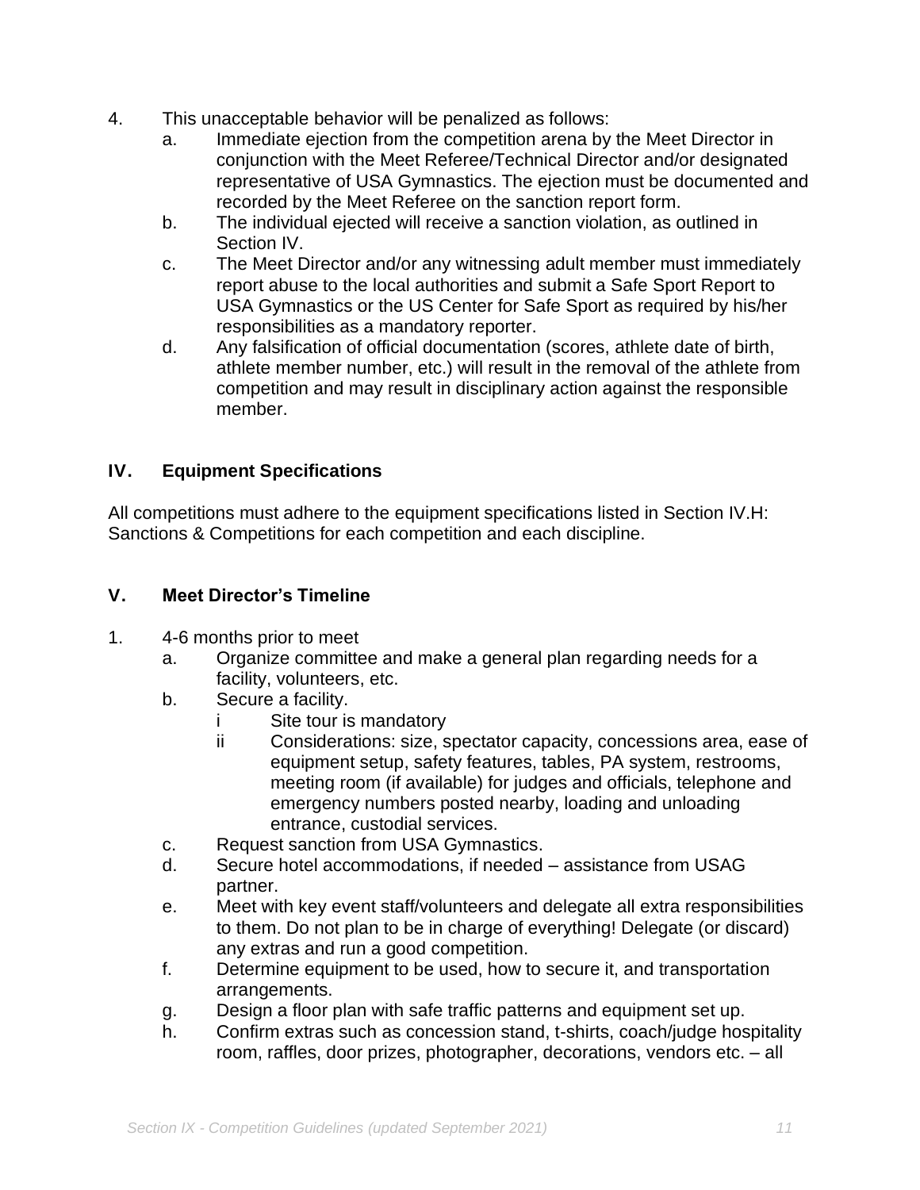4. This unacceptable behavior will be penalized as follows:
   a. Immediate ejection from the competition arena by the Meet Director in conjunction with the Meet Referee/Technical Director and/or designated representative of USA Gymnastics. The ejection must be documented and recorded by the Meet Referee on the sanction report form.
   b. The individual ejected will receive a sanction violation, as outlined in Section IV.
   c. The Meet Director and/or any witnessing adult member must immediately report abuse to the local authorities and submit a Safe Sport Report to USA Gymnastics or the US Center for Safe Sport as required by his/her responsibilities as a mandatory reporter.
   d. Any falsification of official documentation (scores, athlete date of birth, athlete member number, etc.) will result in the removal of the athlete from competition and may result in disciplinary action against the responsible member.

## IV. Equipment Specifications

All competitions must adhere to the equipment specifications listed in Section IV.H: Sanctions & Competitions for each competition and each discipline.

## V. Meet Director's Timeline

1. 4-6 months prior to meet
   a. Organize committee and make a general plan regarding needs for a facility, volunteers, etc.
   b. Secure a facility.
      i Site tour is mandatory
      ii Considerations: size, spectator capacity, concessions area, ease of equipment setup, safety features, tables, PA system, restrooms, meeting room (if available) for judges and officials, telephone and emergency numbers posted nearby, loading and unloading entrance, custodial services.
   c. Request sanction from USA Gymnastics.
   d. Secure hotel accommodations, if needed – assistance from USAG partner.
   e. Meet with key event staff/volunteers and delegate all extra responsibilities to them. Do not plan to be in charge of everything! Delegate (or discard) any extras and run a good competition.
   f. Determine equipment to be used, how to secure it, and transportation arrangements.
   g. Design a floor plan with safe traffic patterns and equipment set up.
   h. Confirm extras such as concession stand, t-shirts, coach/judge hospitality room, raffles, door prizes, photographer, decorations, vendors etc. – all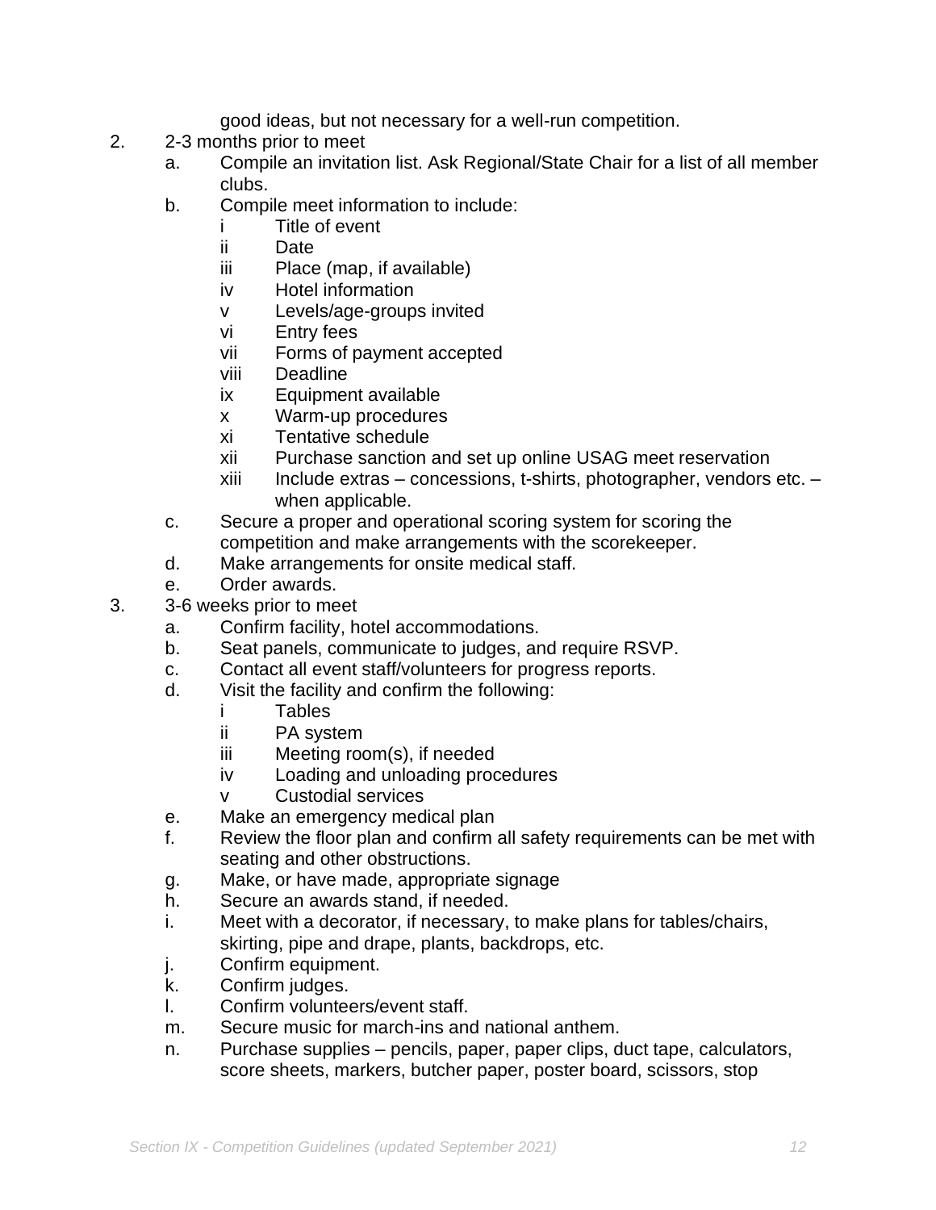good ideas, but not necessary for a well-run competition.

2. 2-3 months prior to meet
   a. Compile an invitation list. Ask Regional/State Chair for a list of all member clubs.
   b. Compile meet information to include:
      i Title of event
      ii Date
      iii Place (map, if available)
      iv Hotel information
      v Levels/age-groups invited
      vi Entry fees
      vii Forms of payment accepted
      viii Deadline
      ix Equipment available
      x Warm-up procedures
      xi Tentative schedule
      xii Purchase sanction and set up online USAG meet reservation
      xiii Include extras – concessions, t-shirts, photographer, vendors etc. – when applicable.
   c. Secure a proper and operational scoring system for scoring the competition and make arrangements with the scorekeeper.
   d. Make arrangements for onsite medical staff.
   e. Order awards.
3. 3-6 weeks prior to meet
   a. Confirm facility, hotel accommodations.
   b. Seat panels, communicate to judges, and require RSVP.
   c. Contact all event staff/volunteers for progress reports.
   d. Visit the facility and confirm the following:
      i Tables
      ii PA system
      iii Meeting room(s), if needed
      iv Loading and unloading procedures
      v Custodial services
   e. Make an emergency medical plan
   f. Review the floor plan and confirm all safety requirements can be met with seating and other obstructions.
   g. Make, or have made, appropriate signage
   h. Secure an awards stand, if needed.
   i. Meet with a decorator, if necessary, to make plans for tables/chairs, skirting, pipe and drape, plants, backdrops, etc.
   j. Confirm equipment.
   k. Confirm judges.
   l. Confirm volunteers/event staff.
   m. Secure music for march-ins and national anthem.
   n. Purchase supplies – pencils, paper, paper clips, duct tape, calculators, score sheets, markers, butcher paper, poster board, scissors, stop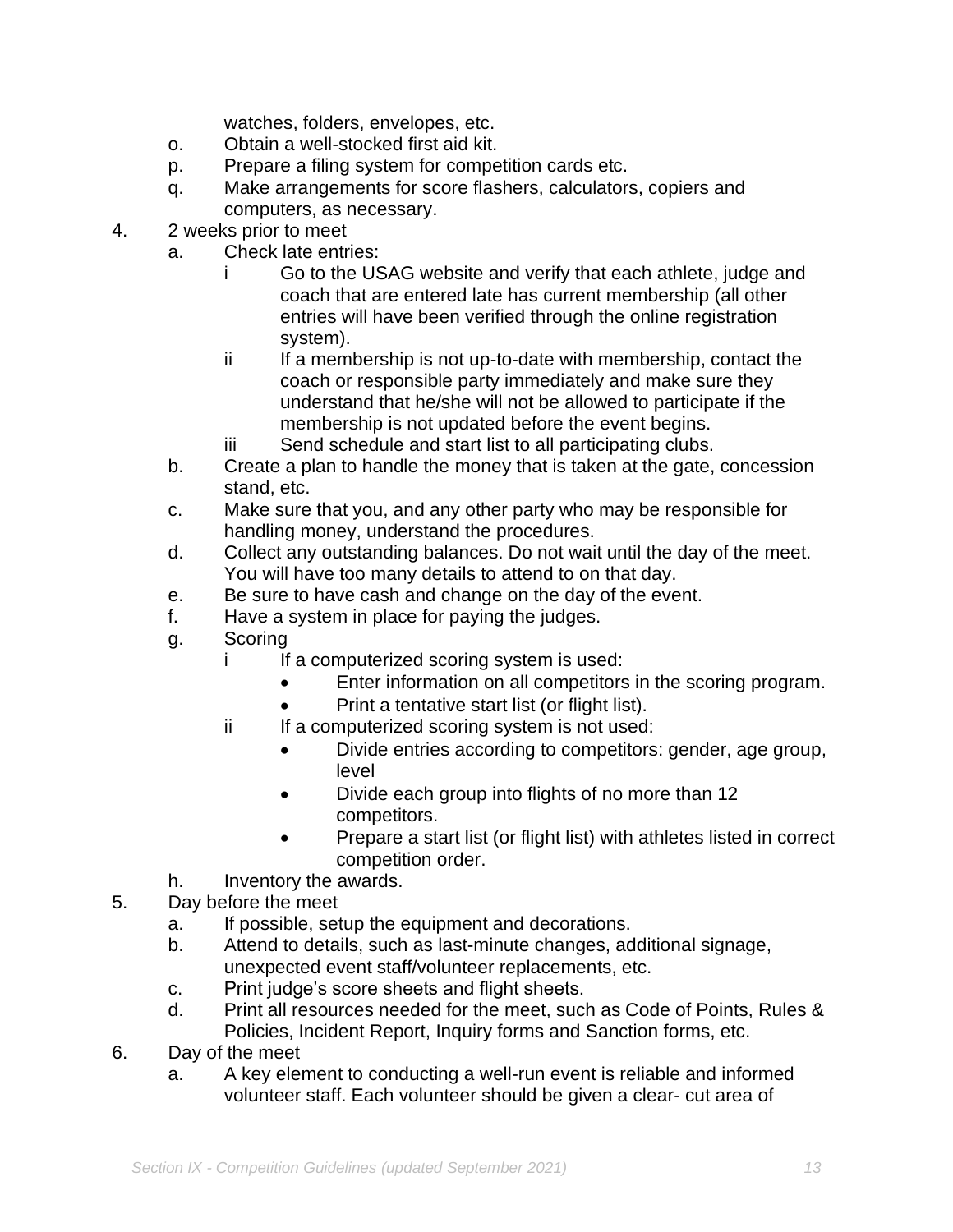watches, folders, envelopes, etc.

o. Obtain a well-stocked first aid kit.

p. Prepare a filing system for competition cards etc.

q. Make arrangements for score flashers, calculators, copiers and computers, as necessary.

4. 2 weeks prior to meet
   a. Check late entries:
      i Go to the USAG website and verify that each athlete, judge and coach that are entered late has current membership (all other entries will have been verified through the online registration system).
      ii If a membership is not up-to-date with membership, contact the coach or responsible party immediately and make sure they understand that he/she will not be allowed to participate if the membership is not updated before the event begins.
      iii Send schedule and start list to all participating clubs.
   b. Create a plan to handle the money that is taken at the gate, concession stand, etc.
   c. Make sure that you, and any other party who may be responsible for handling money, understand the procedures.
   d. Collect any outstanding balances. Do not wait until the day of the meet. You will have too many details to attend to on that day.
   e. Be sure to have cash and change on the day of the event.
   f. Have a system in place for paying the judges.
   g. Scoring
      i If a computerized scoring system is used:
         - Enter information on all competitors in the scoring program.
         - Print a tentative start list (or flight list).
      ii If a computerized scoring system is not used:
         - Divide entries according to competitors: gender, age group, level
         - Divide each group into flights of no more than 12 competitors.
         - Prepare a start list (or flight list) with athletes listed in correct competition order.
   h. Inventory the awards.
5. Day before the meet
   a. If possible, setup the equipment and decorations.
   b. Attend to details, such as last-minute changes, additional signage, unexpected event staff/volunteer replacements, etc.
   c. Print judge's score sheets and flight sheets.
   d. Print all resources needed for the meet, such as Code of Points, Rules & Policies, Incident Report, Inquiry forms and Sanction forms, etc.
6. Day of the meet
   a. A key element to conducting a well-run event is reliable and informed volunteer staff. Each volunteer should be given a clear- cut area of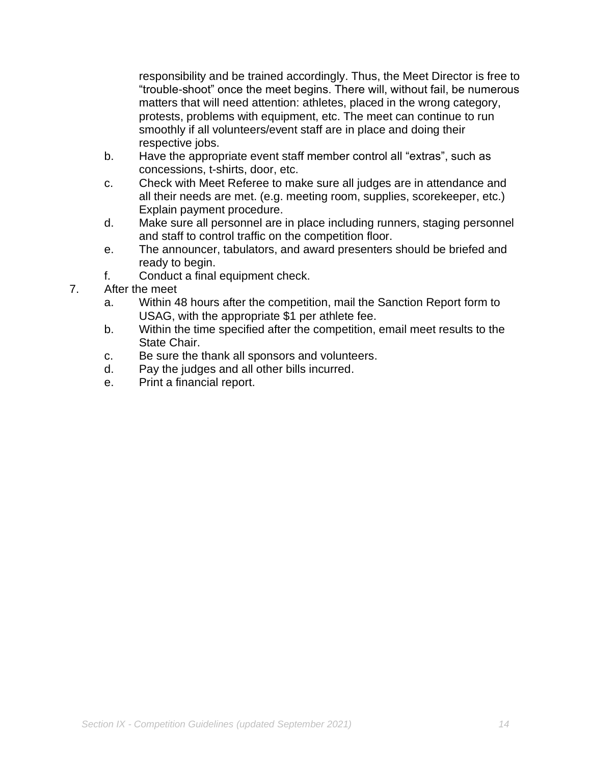responsibility and be trained accordingly. Thus, the Meet Director is free to "trouble-shoot" once the meet begins. There will, without fail, be numerous matters that will need attention: athletes, placed in the wrong category, protests, problems with equipment, etc. The meet can continue to run smoothly if all volunteers/event staff are in place and doing their respective jobs.

   b. Have the appropriate event staff member control all "extras", such as concessions, t-shirts, door, etc.
   c. Check with Meet Referee to make sure all judges are in attendance and all their needs are met. (e.g. meeting room, supplies, scorekeeper, etc.) Explain payment procedure.
   d. Make sure all personnel are in place including runners, staging personnel and staff to control traffic on the competition floor.
   e. The announcer, tabulators, and award presenters should be briefed and ready to begin.
   f. Conduct a final equipment check.

7. After the meet
   a. Within 48 hours after the competition, mail the Sanction Report form to USAG, with the appropriate $1 per athlete fee.
   b. Within the time specified after the competition, email meet results to the State Chair.
   c. Be sure the thank all sponsors and volunteers.
   d. Pay the judges and all other bills incurred.
   e. Print a financial report.